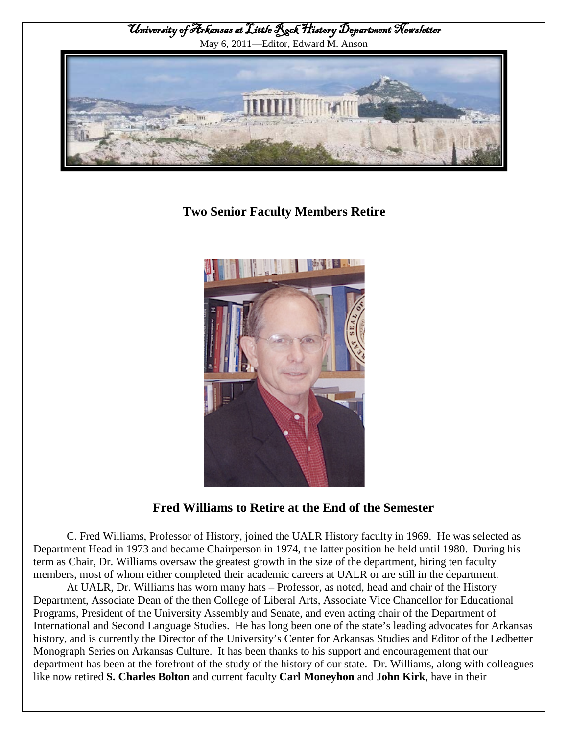*University of Arkansas at Little Rock History Department Newsletter*

May 6, 2011—Editor, Edward M. Anson

## Two Senior Faculty Members Retire

### Fred Williams to Retire at the End of the Semester

C. Fred Williams, Professor of History, joined the UALR History faculty in 1969. He was selected as Department Head in 1973 and became Chairperson in 1974, the latter position he held until 1980. During his term as Chair, Dr. Williams oversaw the greatest growth in the size of the department, hiring ten faculty members, most of whom either completed their academic careers at UALR or are still in the department.

At UALR, Dr. Williams has worn many hats – Professor, as noted, head and chair of the History Department, Associate Dean of the then College of Liberal Arts, Associate Vice Chancellor for Educational Programs, President of the University Assembly and Senate, and even acting chair of the Department of International and Second Language Studies. He has long been one of the state's leading advocates for Arkansas history, and is currently the Director of the University's Center for Arkansas Studies and Editor of the Ledbetter Monograph Series on Arkansas Culture. It has been thanks to his support and encouragement that our department has been at the forefront of the study of the history of our state. Dr. Williams, along with colleagues like now retired **S. Charles Bolton** and current faculty **Carl Moneyhon** and **John Kirk**, have in their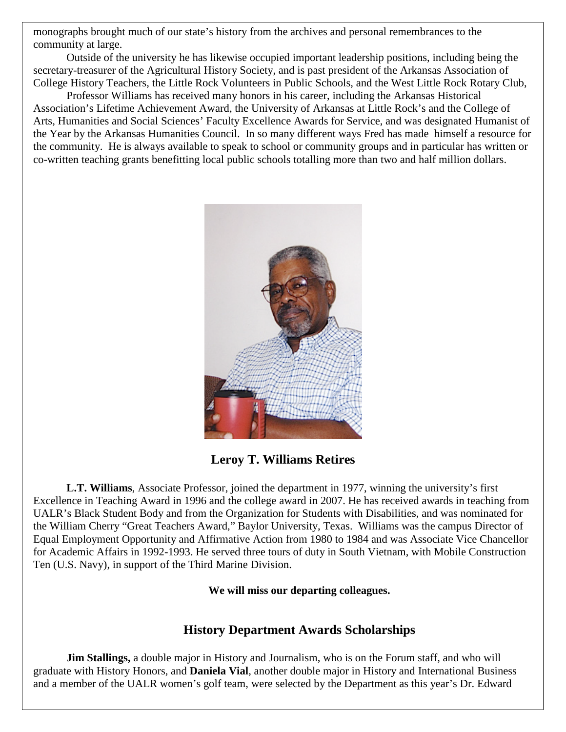monographs brought much of our state's history from the archives and personal remembrances to the community at large.

Outside of the university he has likewise occupied important leadership positions, including being the secretary-treasurer of the Agricultural History Society, and is past president of the Arkansas Association of College History Teachers, the Little Rock Volunteers in Public Schools, and the West Little Rock Rotary Club,

Professor Williams has received many honors in his career, including the Arkansas Historical Association's Lifetime Achievement Award, the University of Arkansas at Little Rock's and the College of Arts, Humanities and Social Sciences' Faculty Excellence Awards for Service, and was designated Humanist of the Year by the Arkansas Humanities Council. In so many different ways Fred has made himself a resource for the community. He is always available to speak to school or community groups and in particular has written or co-written teaching grants benefitting local public schools totalling more than two and half million dollars.

## Leroy T. Williams Retires

**L.T. Williams**, Associate Professor, joined the department in 1977, winning the university's first Excellence in Teaching Award in 1996 and the college award in 2007. He has received awards in teaching from UALR's Black Student Body and from the Organization for Students with Disabilities, and was nominated for the William Cherry "Great Teachers Award," Baylor University, Texas. Williams was the campus Director of Equal Employment Opportunity and Affirmative Action from 1980 to 1984 and was Associate Vice Chancellor for Academic Affairs in 1992-1993. He served three tours of duty in South Vietnam, with Mobile Construction Ten (U.S. Navy), in support of the Third Marine Division.

**We will miss our departing colleagues.**

## History Department Awards Scholarships

**Jim Stallings,** a double major in History and Journalism, who is on the Forum staff, and who will graduate with History Honors, and **Daniela Vial**, another double major in History and International Business and a member of the UALR women's golf team, were selected by the Department as this year's Dr. Edward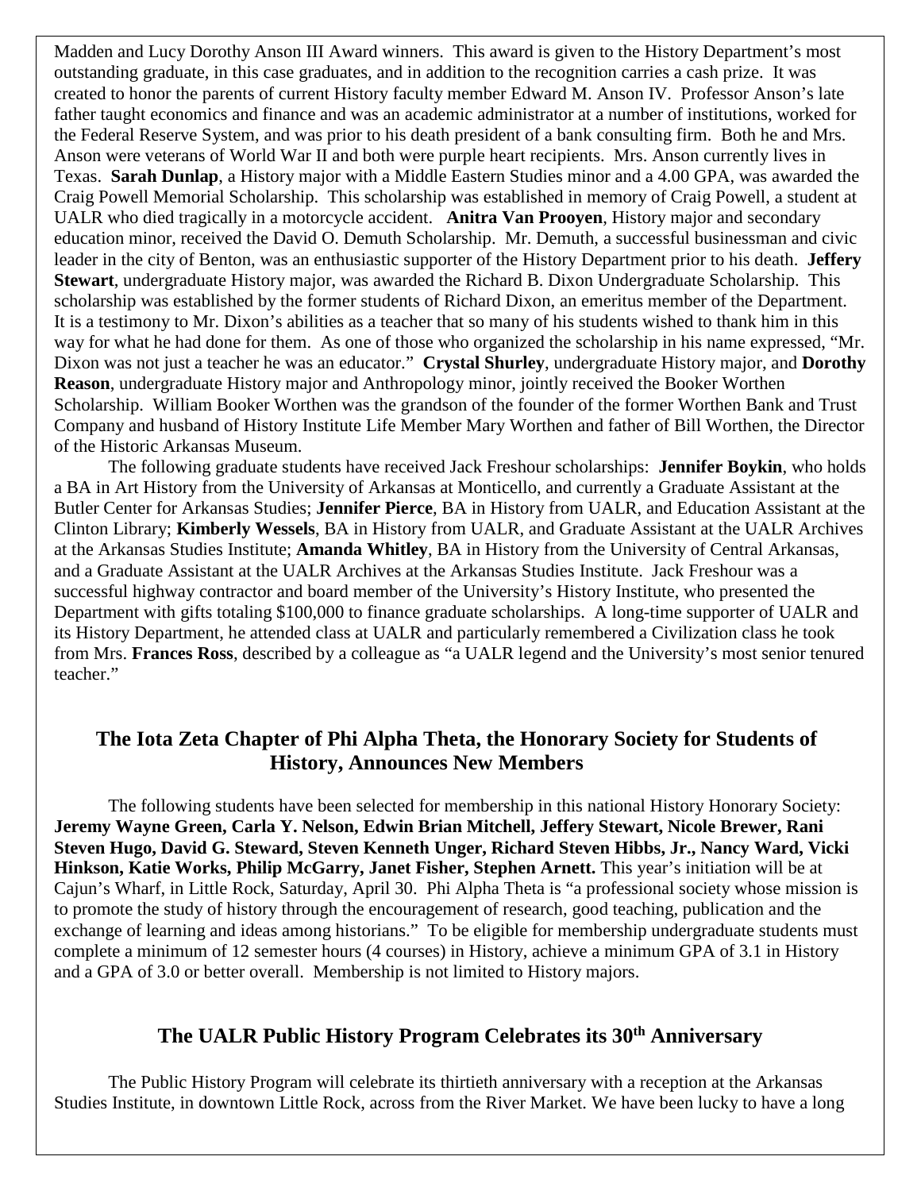Madden and Lucy Dorothy Anson III Award winners. This award is given to the History Department's most outstanding graduate, in this case graduates, and in addition to the recognition carries a cash prize. It was created to honor the parents of current History faculty member Edward M. Anson IV. Professor Anson's late father taught economics and finance and was an academic administrator at a number of institutions, worked for the Federal Reserve System, and was prior to his death president of a bank consulting firm. Both he and Mrs. Anson were veterans of World War II and both were purple heart recipients. Mrs. Anson currently lives in Texas. **Sarah Dunlap**, a History major with a Middle Eastern Studies minor and a 4.00 GPA, was awarded the Craig Powell Memorial Scholarship. This scholarship was established in memory of Craig Powell, a student at UALR who died tragically in a motorcycle accident. **Anitra Van Prooyen**, History major and secondary education minor, received the David O. Demuth Scholarship. Mr. Demuth, a successful businessman and civic leader in the city of Benton, was an enthusiastic supporter of the History Department prior to his death. **Jeffery Stewart**, undergraduate History major, was awarded the Richard B. Dixon Undergraduate Scholarship. This scholarship was established by the former students of Richard Dixon, an emeritus member of the Department. It is a testimony to Mr. Dixon's abilities as a teacher that so many of his students wished to thank him in this way for what he had done for them. As one of those who organized the scholarship in his name expressed, "Mr. Dixon was not just a teacher he was an educator." **Crystal Shurley**, undergraduate History major, and **Dorothy Reason**, undergraduate History major and Anthropology minor, jointly received the Booker Worthen Scholarship. William Booker Worthen was the grandson of the founder of the former Worthen Bank and Trust Company and husband of History Institute Life Member Mary Worthen and father of Bill Worthen, the Director of the Historic Arkansas Museum.

The following graduate students have received Jack Freshour scholarships: **Jennifer Boykin**, who holds a BA in Art History from the University of Arkansas at Monticello, and currently a Graduate Assistant at the Butler Center for Arkansas Studies; **Jennifer Pierce**, BA in History from UALR, and Education Assistant at the Clinton Library; **Kimberly Wessels**, BA in History from UALR, and Graduate Assistant at the UALR Archives at the Arkansas Studies Institute; **Amanda Whitley**, BA in History from the University of Central Arkansas, and a Graduate Assistant at the UALR Archives at the Arkansas Studies Institute. Jack Freshour was a successful highway contractor and board member of the University's History Institute, who presented the Department with gifts totaling $100,000 to finance graduate scholarships. A long-time supporter of UALR and its History Department, he attended class at UALR and particularly remembered a Civilization class he took from Mrs. **Frances Ross**, described by a colleague as "a UALR legend and the University's most senior tenured teacher."

## The Iota Zeta Chapter of Phi Alpha Theta, the Honorary Society for Students of History, Announces New Members

The following students have been selected for membership in this national History Honorary Society: **Jeremy Wayne Green, Carla Y. Nelson, Edwin Brian Mitchell, Jeffery Stewart, Nicole Brewer, Rani Steven Hugo, David G. Steward, Steven Kenneth Unger, Richard Steven Hibbs, Jr., Nancy Ward, Vicki Hinkson, Katie Works, Philip McGarry, Janet Fisher, Stephen Arnett.** This year's initiation will be at Cajun's Wharf, in Little Rock, Saturday, April 30. Phi Alpha Theta is "a professional society whose mission is to promote the study of history through the encouragement of research, good teaching, publication and the exchange of learning and ideas among historians." To be eligible for membership undergraduate students must complete a minimum of 12 semester hours (4 courses) in History, achieve a minimum GPA of 3.1 in History and a GPA of 3.0 or better overall. Membership is not limited to History majors.

## The UALR Public History Program Celebrates its 30th Anniversary

The Public History Program will celebrate its thirtieth anniversary with a reception at the Arkansas Studies Institute, in downtown Little Rock, across from the River Market. We have been lucky to have a long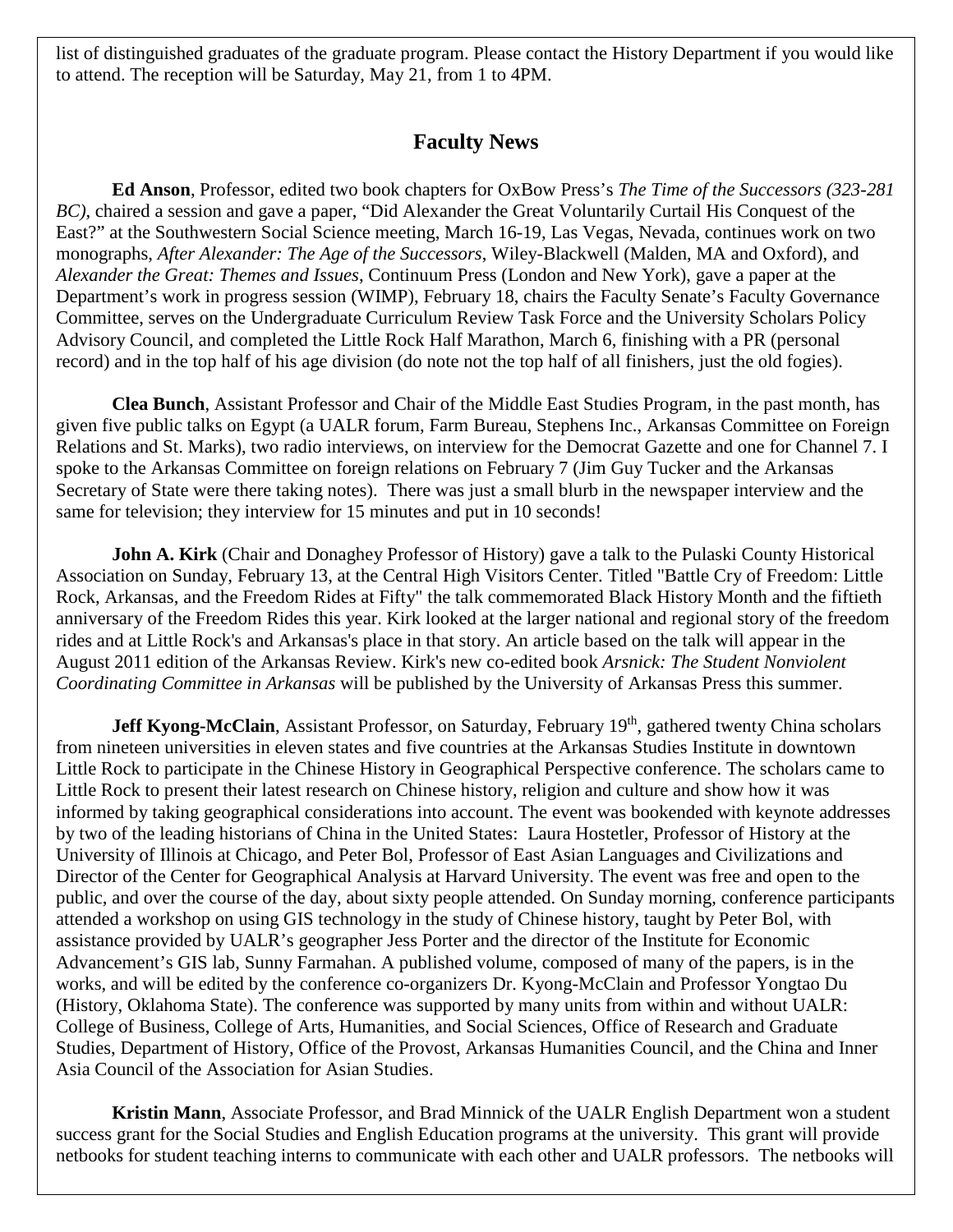list of distinguished graduates of the graduate program. Please contact the History Department if you would like to attend. The reception will be Saturday, May 21, from 1 to 4PM.

## Faculty News

**Ed Anson**, Professor, edited two book chapters for OxBow Press's *The Time of the Successors (323-281 BC)*, chaired a session and gave a paper, "Did Alexander the Great Voluntarily Curtail His Conquest of the East?" at the Southwestern Social Science meeting, March 16-19, Las Vegas, Nevada, continues work on two monographs, *After Alexander: The Age of the Successors*, Wiley-Blackwell (Malden, MA and Oxford), and *Alexander the Great: Themes and Issues*, Continuum Press (London and New York), gave a paper at the Department's work in progress session (WIMP), February 18, chairs the Faculty Senate's Faculty Governance Committee, serves on the Undergraduate Curriculum Review Task Force and the University Scholars Policy Advisory Council, and completed the Little Rock Half Marathon, March 6, finishing with a PR (personal record) and in the top half of his age division (do note not the top half of all finishers, just the old fogies).

**Clea Bunch**, Assistant Professor and Chair of the Middle East Studies Program, in the past month, has given five public talks on Egypt (a UALR forum, Farm Bureau, Stephens Inc., Arkansas Committee on Foreign Relations and St. Marks), two radio interviews, on interview for the Democrat Gazette and one for Channel 7. I spoke to the Arkansas Committee on foreign relations on February 7 (Jim Guy Tucker and the Arkansas Secretary of State were there taking notes). There was just a small blurb in the newspaper interview and the same for television; they interview for 15 minutes and put in 10 seconds!

**John A. Kirk** (Chair and Donaghey Professor of History) gave a talk to the Pulaski County Historical Association on Sunday, February 13, at the Central High Visitors Center. Titled "Battle Cry of Freedom: Little Rock, Arkansas, and the Freedom Rides at Fifty" the talk commemorated Black History Month and the fiftieth anniversary of the Freedom Rides this year. Kirk looked at the larger national and regional story of the freedom rides and at Little Rock's and Arkansas's place in that story. An article based on the talk will appear in the August 2011 edition of the Arkansas Review. Kirk's new co-edited book *Arsnick: The Student Nonviolent Coordinating Committee in Arkansas* will be published by the University of Arkansas Press this summer.

**Jeff Kyong-McClain**, Assistant Professor, on Saturday, February 19th, gathered twenty China scholars from nineteen universities in eleven states and five countries at the Arkansas Studies Institute in downtown Little Rock to participate in the Chinese History in Geographical Perspective conference. The scholars came to Little Rock to present their latest research on Chinese history, religion and culture and show how it was informed by taking geographical considerations into account. The event was bookended with keynote addresses by two of the leading historians of China in the United States: Laura Hostetler, Professor of History at the University of Illinois at Chicago, and Peter Bol, Professor of East Asian Languages and Civilizations and Director of the Center for Geographical Analysis at Harvard University. The event was free and open to the public, and over the course of the day, about sixty people attended. On Sunday morning, conference participants attended a workshop on using GIS technology in the study of Chinese history, taught by Peter Bol, with assistance provided by UALR's geographer Jess Porter and the director of the Institute for Economic Advancement's GIS lab, Sunny Farmahan. A published volume, composed of many of the papers, is in the works, and will be edited by the conference co-organizers Dr. Kyong-McClain and Professor Yongtao Du (History, Oklahoma State). The conference was supported by many units from within and without UALR: College of Business, College of Arts, Humanities, and Social Sciences, Office of Research and Graduate Studies, Department of History, Office of the Provost, Arkansas Humanities Council, and the China and Inner Asia Council of the Association for Asian Studies.

**Kristin Mann**, Associate Professor, and Brad Minnick of the UALR English Department won a student success grant for the Social Studies and English Education programs at the university. This grant will provide netbooks for student teaching interns to communicate with each other and UALR professors. The netbooks will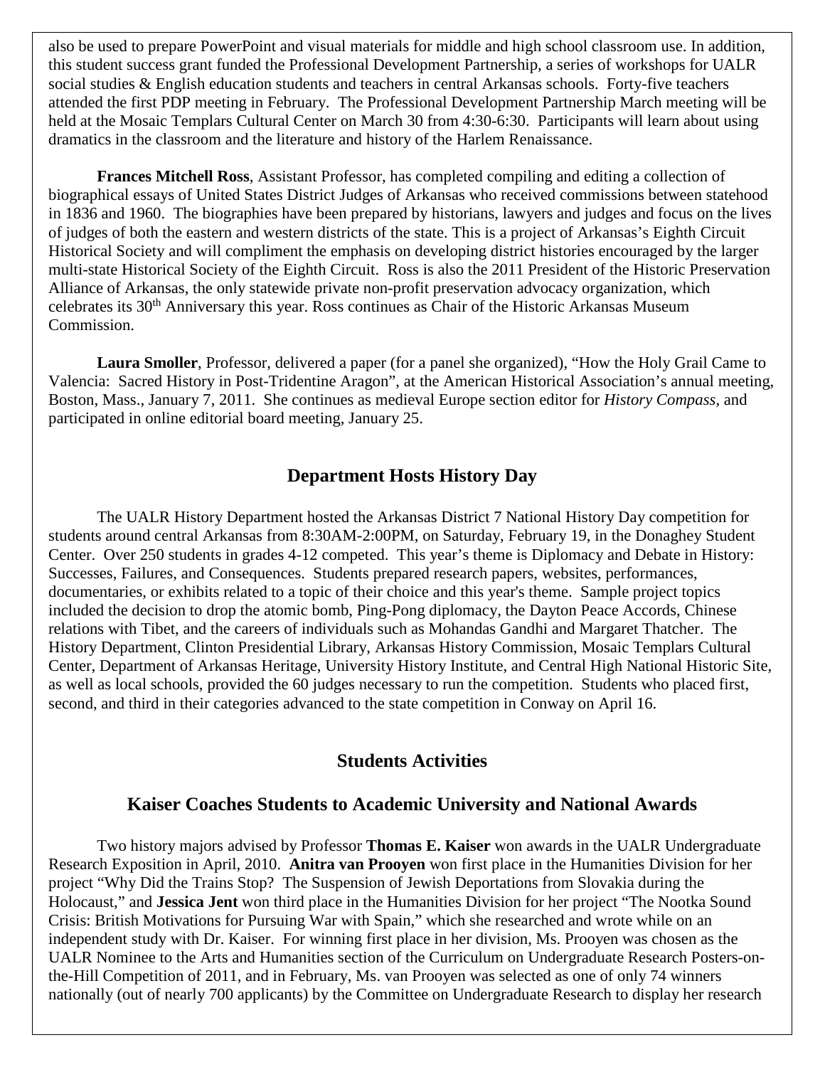also be used to prepare PowerPoint and visual materials for middle and high school classroom use. In addition, this student success grant funded the Professional Development Partnership, a series of workshops for UALR social studies & English education students and teachers in central Arkansas schools. Forty-five teachers attended the first PDP meeting in February. The Professional Development Partnership March meeting will be held at the Mosaic Templars Cultural Center on March 30 from 4:30-6:30. Participants will learn about using dramatics in the classroom and the literature and history of the Harlem Renaissance.

**Frances Mitchell Ross**, Assistant Professor, has completed compiling and editing a collection of biographical essays of United States District Judges of Arkansas who received commissions between statehood in 1836 and 1960. The biographies have been prepared by historians, lawyers and judges and focus on the lives of judges of both the eastern and western districts of the state. This is a project of Arkansas's Eighth Circuit Historical Society and will compliment the emphasis on developing district histories encouraged by the larger multi-state Historical Society of the Eighth Circuit. Ross is also the 2011 President of the Historic Preservation Alliance of Arkansas, the only statewide private non-profit preservation advocacy organization, which celebrates its 30th Anniversary this year. Ross continues as Chair of the Historic Arkansas Museum Commission.

**Laura Smoller**, Professor, delivered a paper (for a panel she organized), "How the Holy Grail Came to Valencia: Sacred History in Post-Tridentine Aragon", at the American Historical Association's annual meeting, Boston, Mass., January 7, 2011. She continues as medieval Europe section editor for *History Compass*, and participated in online editorial board meeting, January 25.

## Department Hosts History Day

The UALR History Department hosted the Arkansas District 7 National History Day competition for students around central Arkansas from 8:30AM-2:00PM, on Saturday, February 19, in the Donaghey Student Center. Over 250 students in grades 4-12 competed. This year's theme is Diplomacy and Debate in History: Successes, Failures, and Consequences. Students prepared research papers, websites, performances, documentaries, or exhibits related to a topic of their choice and this year's theme. Sample project topics included the decision to drop the atomic bomb, Ping-Pong diplomacy, the Dayton Peace Accords, Chinese relations with Tibet, and the careers of individuals such as Mohandas Gandhi and Margaret Thatcher. The History Department, Clinton Presidential Library, Arkansas History Commission, Mosaic Templars Cultural Center, Department of Arkansas Heritage, University History Institute, and Central High National Historic Site, as well as local schools, provided the 60 judges necessary to run the competition. Students who placed first, second, and third in their categories advanced to the state competition in Conway on April 16.

## Students Activities

### Kaiser Coaches Students to Academic University and National Awards

Two history majors advised by Professor **Thomas E. Kaiser** won awards in the UALR Undergraduate Research Exposition in April, 2010. **Anitra van Prooyen** won first place in the Humanities Division for her project "Why Did the Trains Stop? The Suspension of Jewish Deportations from Slovakia during the Holocaust," and **Jessica Jent** won third place in the Humanities Division for her project "The Nootka Sound Crisis: British Motivations for Pursuing War with Spain," which she researched and wrote while on an independent study with Dr. Kaiser. For winning first place in her division, Ms. Prooyen was chosen as the UALR Nominee to the Arts and Humanities section of the Curriculum on Undergraduate Research Posters-on-the-Hill Competition of 2011, and in February, Ms. van Prooyen was selected as one of only 74 winners nationally (out of nearly 700 applicants) by the Committee on Undergraduate Research to display her research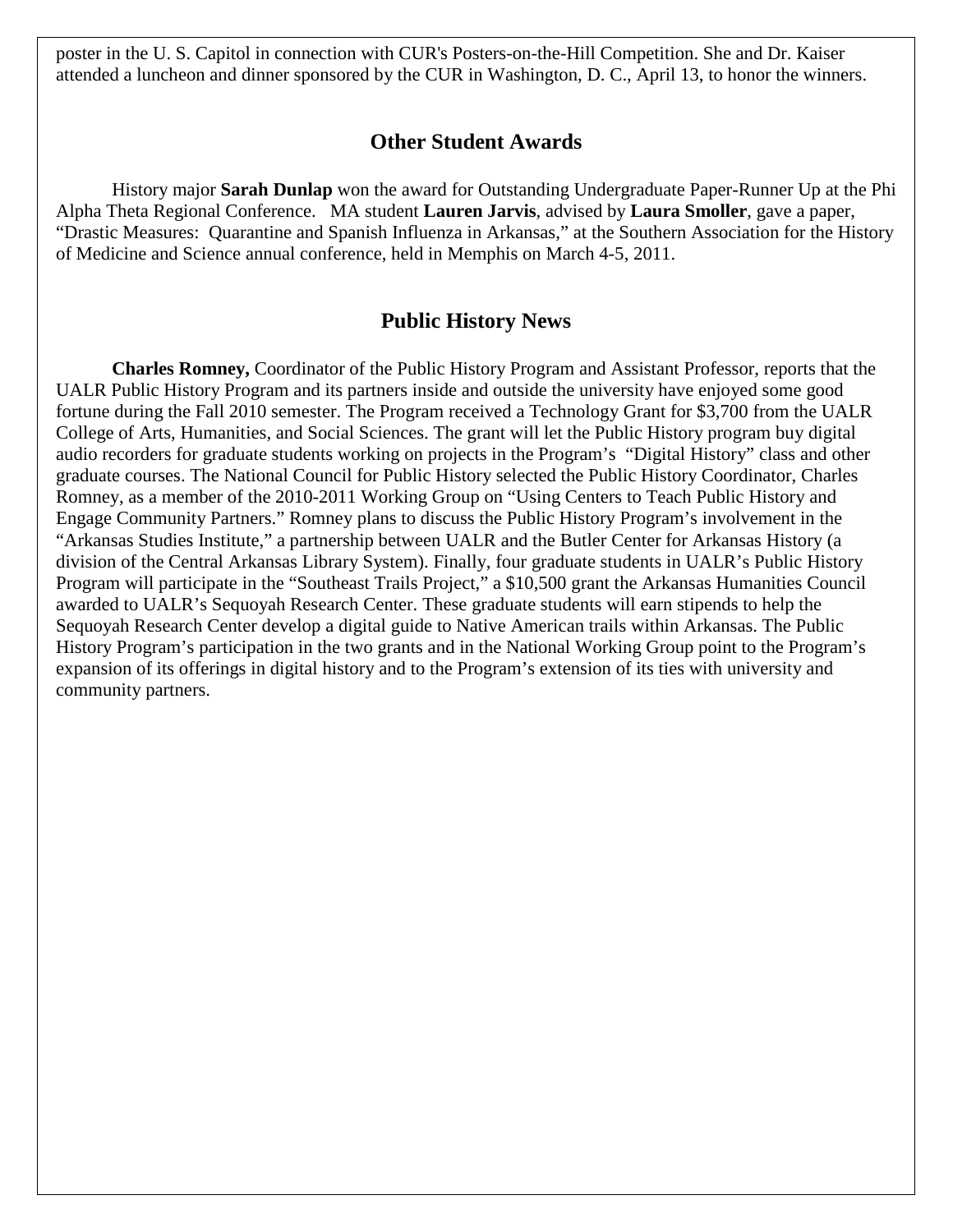poster in the U. S. Capitol in connection with CUR's Posters-on-the-Hill Competition. She and Dr. Kaiser attended a luncheon and dinner sponsored by the CUR in Washington, D. C., April 13, to honor the winners.

## Other Student Awards

History major **Sarah Dunlap** won the award for Outstanding Undergraduate Paper-Runner Up at the Phi Alpha Theta Regional Conference. MA student **Lauren Jarvis**, advised by **Laura Smoller**, gave a paper, "Drastic Measures: Quarantine and Spanish Influenza in Arkansas," at the Southern Association for the History of Medicine and Science annual conference, held in Memphis on March 4-5, 2011.

## Public History News

**Charles Romney,** Coordinator of the Public History Program and Assistant Professor, reports that the UALR Public History Program and its partners inside and outside the university have enjoyed some good fortune during the Fall 2010 semester. The Program received a Technology Grant for $3,700 from the UALR College of Arts, Humanities, and Social Sciences. The grant will let the Public History program buy digital audio recorders for graduate students working on projects in the Program's "Digital History" class and other graduate courses. The National Council for Public History selected the Public History Coordinator, Charles Romney, as a member of the 2010-2011 Working Group on "Using Centers to Teach Public History and Engage Community Partners." Romney plans to discuss the Public History Program's involvement in the "Arkansas Studies Institute," a partnership between UALR and the Butler Center for Arkansas History (a division of the Central Arkansas Library System). Finally, four graduate students in UALR's Public History Program will participate in the "Southeast Trails Project," a $10,500 grant the Arkansas Humanities Council awarded to UALR's Sequoyah Research Center. These graduate students will earn stipends to help the Sequoyah Research Center develop a digital guide to Native American trails within Arkansas. The Public History Program's participation in the two grants and in the National Working Group point to the Program's expansion of its offerings in digital history and to the Program's extension of its ties with university and community partners.